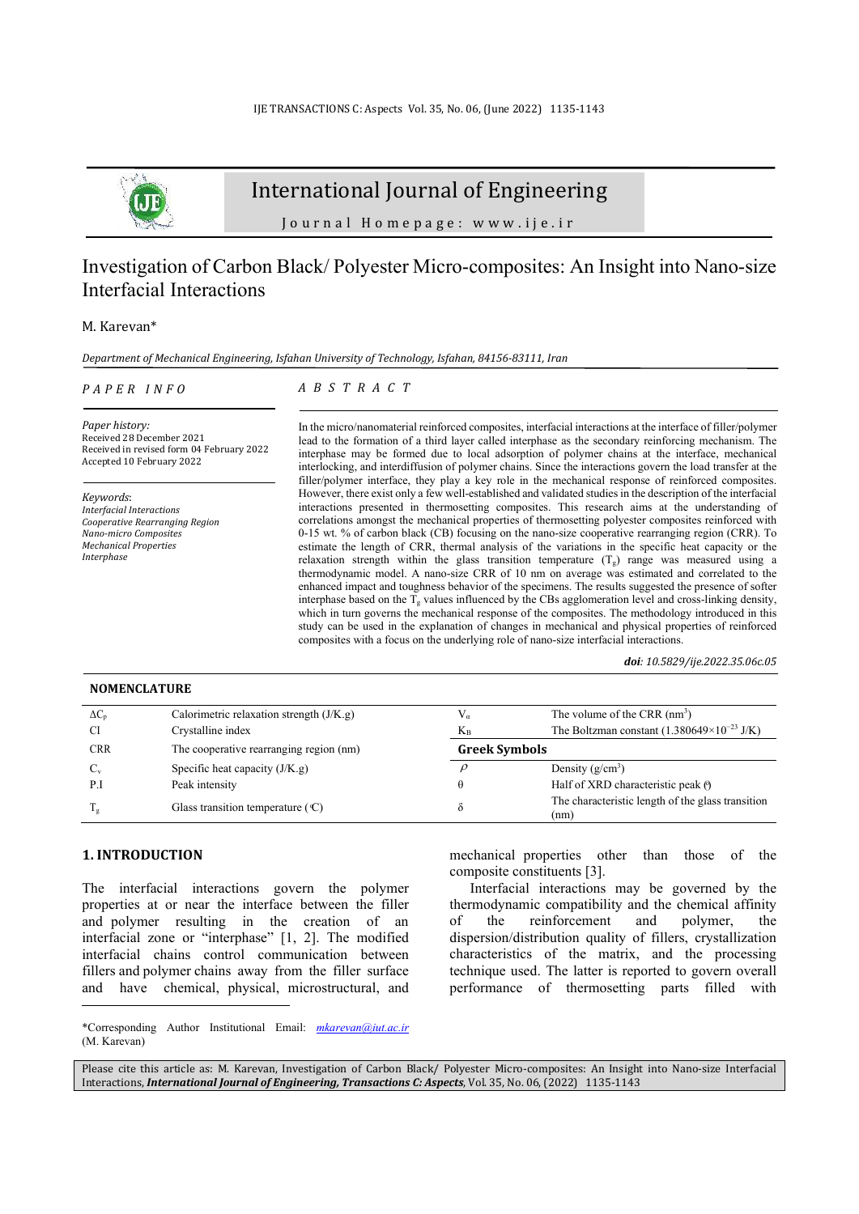# Investigation of Carbon Black/ Polyester Micro-composites: An Insight into Nano-size Interfacial Interactions

M. Karevan*

*Department of Mechanical Engineering, Isfahan University of Technology, Isfahan, 84156-83111, Iran*

## PAPER INFO

*Paper history:*
Received 28 December 2021
Received in revised form 04 February 2022
Accepted 10 February 2022

*Keywords*:
*Interfacial Interactions*
*Cooperative Rearranging Region*
*Nano-micro Composites*
*Mechanical Properties*
*Interphase*

## ABSTRACT

In the micro/nanomaterial reinforced composites, interfacial interactions at the interface of filler/polymer lead to the formation of a third layer called interphase as the secondary reinforcing mechanism. The interphase may be formed due to local adsorption of polymer chains at the interface, mechanical interlocking, and interdiffusion of polymer chains. Since the interactions govern the load transfer at the filler/polymer interface, they play a key role in the mechanical response of reinforced composites. However, there exist only a few well-established and validated studies in the description of the interfacial interactions presented in thermosetting composites. This research aims at the understanding of correlations amongst the mechanical properties of thermosetting polyester composites reinforced with 0-15 wt. % of carbon black (CB) focusing on the nano-size cooperative rearranging region (CRR). To estimate the length of CRR, thermal analysis of the variations in the specific heat capacity or the relaxation strength within the glass transition temperature ($T_g$) range was measured using a thermodynamic model. A nano-size CRR of 10 nm on average was estimated and correlated to the enhanced impact and toughness behavior of the specimens. The results suggested the presence of softer interphase based on the $T_g$ values influenced by the CBs agglomeration level and cross-linking density, which in turn governs the mechanical response of the composites. The methodology introduced in this study can be used in the explanation of changes in mechanical and physical properties of reinforced composites with a focus on the underlying role of nano-size interfacial interactions.

***doi**: 10.5829/ije.2022.35.06c.05*

## NOMENCLATURE

| | | | |
|---|---|---|---|
| $\Delta C_p$ | Calorimetric relaxation strength (J/K.g) | $V_\alpha$ | The volume of the CRR ($nm^3$) |
| CI | Crystalline index | $K_B$ | The Boltzman constant ($1.380649\times10^{-23}$ J/K) |
| CRR | The cooperative rearranging region (nm) | **Greek Symbols** | |
| $C_v$ | Specific heat capacity (J/K.g) | $\rho$ | Density ($g/cm^3$) |
| P.I | Peak intensity | $\theta$ | Half of XRD characteristic peak (°) |
| $T_g$ | Glass transition temperature (°C) | $\delta$ | The characteristic length of the glass transition (nm) |

## 1. INTRODUCTION

The interfacial interactions govern the polymer properties at or near the interface between the filler and polymer resulting in the creation of an interfacial zone or "interphase" [1, 2]. The modified interfacial chains control communication between fillers and polymer chains away from the filler surface and have chemical, physical, microstructural, and mechanical properties other than those of the composite constituents [3].

Interfacial interactions may be governed by the thermodynamic compatibility and the chemical affinity of the reinforcement and polymer, the dispersion/distribution quality of fillers, crystallization characteristics of the matrix, and the processing technique used. The latter is reported to govern overall performance of thermosetting parts filled with

*Corresponding Author Institutional Email: mkarevan@iut.ac.ir (M. Karevan)

Please cite this article as: M. Karevan, Investigation of Carbon Black/ Polyester Micro-composites: An Insight into Nano-size Interfacial Interactions, ***International Journal of Engineering, Transactions C: Aspects***, Vol. 35, No. 06, (2022) 1135-1143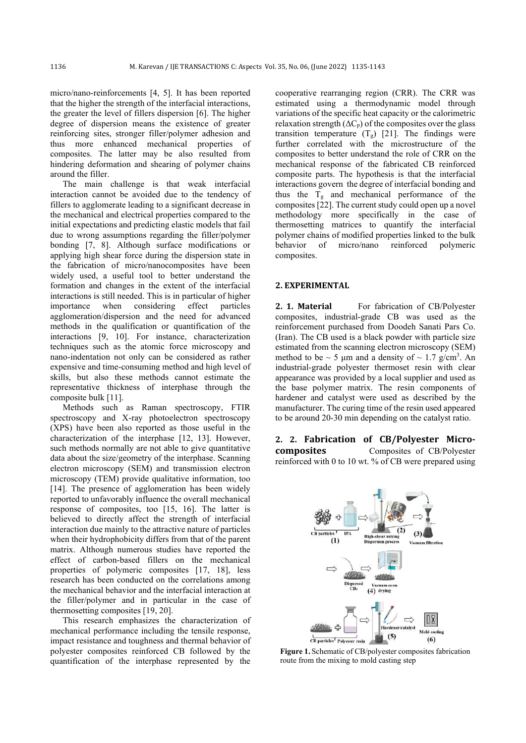micro/nano-reinforcements [4, 5]. It has been reported that the higher the strength of the interfacial interactions, the greater the level of fillers dispersion [6]. The higher degree of dispersion means the existence of greater reinforcing sites, stronger filler/polymer adhesion and thus more enhanced mechanical properties of composites. The latter may be also resulted from hindering deformation and shearing of polymer chains around the filler.

The main challenge is that weak interfacial interaction cannot be avoided due to the tendency of fillers to agglomerate leading to a significant decrease in the mechanical and electrical properties compared to the initial expectations and predicting elastic models that fail due to wrong assumptions regarding the filler/polymer bonding [7, 8]. Although surface modifications or applying high shear force during the dispersion state in the fabrication of micro/nanocomposites have been widely used, a useful tool to better understand the formation and changes in the extent of the interfacial interactions is still needed. This is in particular of higher importance when considering effect particles agglomeration/dispersion and the need for advanced methods in the qualification or quantification of the interactions [9, 10]. For instance, characterization techniques such as the atomic force microscopy and nano-indentation not only can be considered as rather expensive and time-consuming method and high level of skills, but also these methods cannot estimate the representative thickness of interphase through the composite bulk [11].

Methods such as Raman spectroscopy, FTIR spectroscopy and X-ray photoelectron spectroscopy (XPS) have been also reported as those useful in the characterization of the interphase [12, 13]. However, such methods normally are not able to give quantitative data about the size/geometry of the interphase. Scanning electron microscopy (SEM) and transmission electron microscopy (TEM) provide qualitative information, too [14]. The presence of agglomeration has been widely reported to unfavorably influence the overall mechanical response of composites, too [15, 16]. The latter is believed to directly affect the strength of interfacial interaction due mainly to the attractive nature of particles when their hydrophobicity differs from that of the parent matrix. Although numerous studies have reported the effect of carbon-based fillers on the mechanical properties of polymeric composites [17, 18], less research has been conducted on the correlations among the mechanical behavior and the interfacial interaction at the filler/polymer and in particular in the case of thermosetting composites [19, 20].

This research emphasizes the characterization of mechanical performance including the tensile response, impact resistance and toughness and thermal behavior of polyester composites reinforced CB followed by the quantification of the interphase represented by the cooperative rearranging region (CRR). The CRR was estimated using a thermodynamic model through variations of the specific heat capacity or the calorimetric relaxation strength ($\Delta C_p$) of the composites over the glass transition temperature ($T_g$) [21]. The findings were further correlated with the microstructure of the composites to better understand the role of CRR on the mechanical response of the fabricated CB reinforced composite parts. The hypothesis is that the interfacial interactions govern the degree of interfacial bonding and thus the $T_g$ and mechanical performance of the composites [22]. The current study could open up a novel methodology more specifically in the case of thermosetting matrices to quantify the interfacial polymer chains of modified properties linked to the bulk behavior of micro/nano reinforced polymeric composites.

## 2. EXPERIMENTAL

**2. 1. Material** For fabrication of CB/Polyester composites, industrial-grade CB was used as the reinforcement purchased from Doodeh Sanati Pars Co. (Iran). The CB used is a black powder with particle size estimated from the scanning electron microscopy (SEM) method to be ~ 5 μm and a density of ~ 1.7 g/cm$^3$. An industrial-grade polyester thermoset resin with clear appearance was provided by a local supplier and used as the base polymer matrix. The resin components of hardener and catalyst were used as described by the manufacturer. The curing time of the resin used appeared to be around 20-30 min depending on the catalyst ratio.

**2. 2. Fabrication of CB/Polyester Micro-composites** Composites of CB/Polyester reinforced with 0 to 10 wt. % of CB were prepared using

**Figure 1.** Schematic of CB/polyester composites fabrication route from the mixing to mold casting step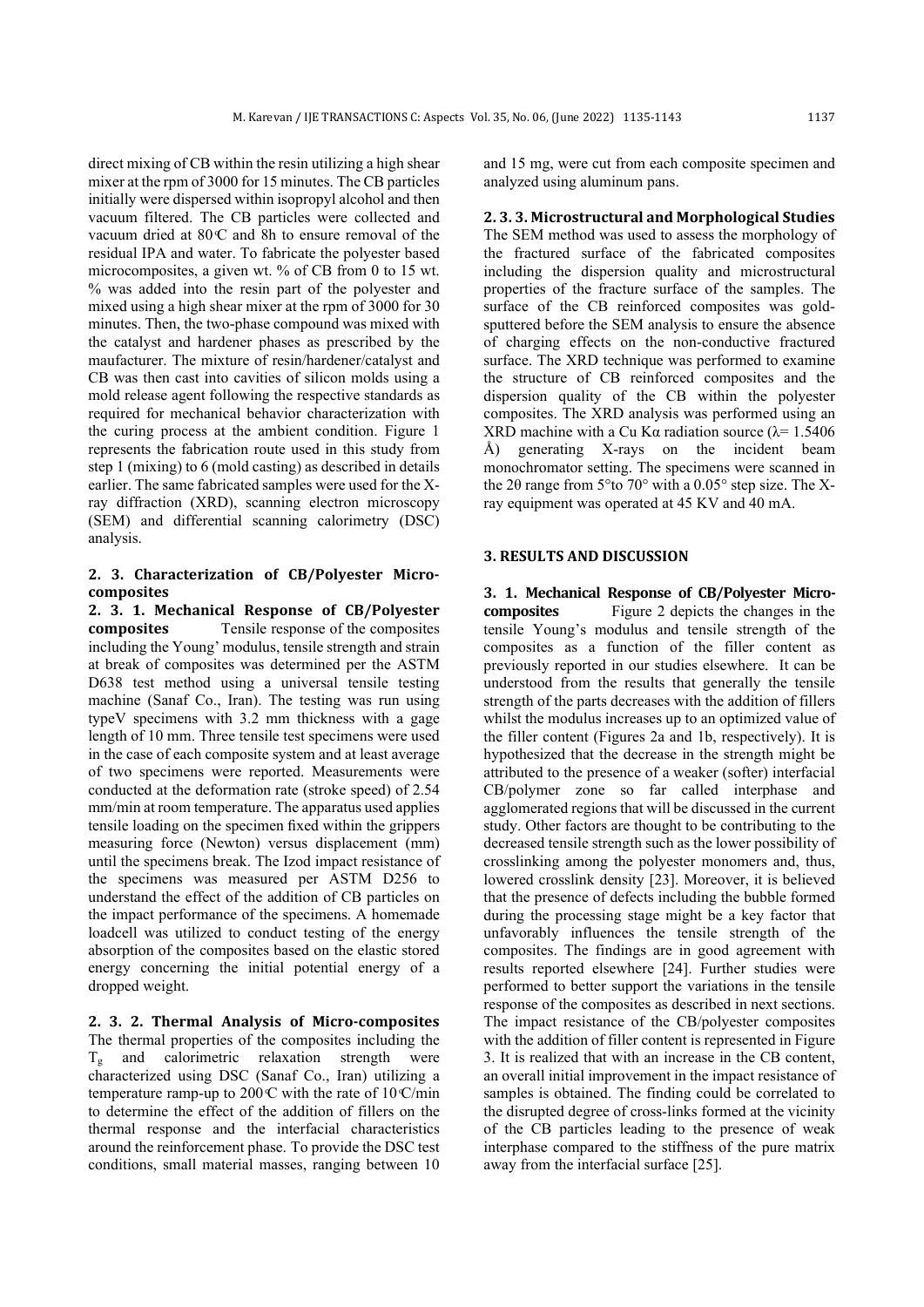direct mixing of CB within the resin utilizing a high shear mixer at the rpm of 3000 for 15 minutes. The CB particles initially were dispersed within isopropyl alcohol and then vacuum filtered. The CB particles were collected and vacuum dried at 80°C and 8h to ensure removal of the residual IPA and water. To fabricate the polyester based microcomposites, a given wt. % of CB from 0 to 15 wt. % was added into the resin part of the polyester and mixed using a high shear mixer at the rpm of 3000 for 30 minutes. Then, the two-phase compound was mixed with the catalyst and hardener phases as prescribed by the maufacturer. The mixture of resin/hardener/catalyst and CB was then cast into cavities of silicon molds using a mold release agent following the respective standards as required for mechanical behavior characterization with the curing process at the ambient condition. Figure 1 represents the fabrication route used in this study from step 1 (mixing) to 6 (mold casting) as described in details earlier. The same fabricated samples were used for the X-ray diffraction (XRD), scanning electron microscopy (SEM) and differential scanning calorimetry (DSC) analysis.

## 2. 3. Characterization of CB/Polyester Micro-composites

**2. 3. 1. Mechanical Response of CB/Polyester composites** Tensile response of the composites including the Young' modulus, tensile strength and strain at break of composites was determined per the ASTM D638 test method using a universal tensile testing machine (Sanaf Co., Iran). The testing was run using typeV specimens with 3.2 mm thickness with a gage length of 10 mm. Three tensile test specimens were used in the case of each composite system and at least average of two specimens were reported. Measurements were conducted at the deformation rate (stroke speed) of 2.54 mm/min at room temperature. The apparatus used applies tensile loading on the specimen fixed within the grippers measuring force (Newton) versus displacement (mm) until the specimens break. The Izod impact resistance of the specimens was measured per ASTM D256 to understand the effect of the addition of CB particles on the impact performance of the specimens. A homemade loadcell was utilized to conduct testing of the energy absorption of the composites based on the elastic stored energy concerning the initial potential energy of a dropped weight.

**2. 3. 2. Thermal Analysis of Micro-composites** The thermal properties of the composites including the $T_g$ and calorimetric relaxation strength were characterized using DSC (Sanaf Co., Iran) utilizing a temperature ramp-up to 200°C with the rate of 10°C/min to determine the effect of the addition of fillers on the thermal response and the interfacial characteristics around the reinforcement phase. To provide the DSC test conditions, small material masses, ranging between 10 and 15 mg, were cut from each composite specimen and analyzed using aluminum pans.

**2. 3. 3. Microstructural and Morphological Studies** The SEM method was used to assess the morphology of the fractured surface of the fabricated composites including the dispersion quality and microstructural properties of the fracture surface of the samples. The surface of the CB reinforced composites was gold-sputtered before the SEM analysis to ensure the absence of charging effects on the non-conductive fractured surface. The XRD technique was performed to examine the structure of CB reinforced composites and the dispersion quality of the CB within the polyester composites. The XRD analysis was performed using an XRD machine with a Cu Kα radiation source (λ= 1.5406 Å) generating X-rays on the incident beam monochromator setting. The specimens were scanned in the 2θ range from 5° to 70° with a 0.05° step size. The X-ray equipment was operated at 45 KV and 40 mA.

# 3. RESULTS AND DISCUSSION

**3. 1. Mechanical Response of CB/Polyester Micro-composites** Figure 2 depicts the changes in the tensile Young's modulus and tensile strength of the composites as a function of the filler content as previously reported in our studies elsewhere. It can be understood from the results that generally the tensile strength of the parts decreases with the addition of fillers whilst the modulus increases up to an optimized value of the filler content (Figures 2a and 1b, respectively). It is hypothesized that the decrease in the strength might be attributed to the presence of a weaker (softer) interfacial CB/polymer zone so far called interphase and agglomerated regions that will be discussed in the current study. Other factors are thought to be contributing to the decreased tensile strength such as the lower possibility of crosslinking among the polyester monomers and, thus, lowered crosslink density [23]. Moreover, it is believed that the presence of defects including the bubble formed during the processing stage might be a key factor that unfavorably influences the tensile strength of the composites. The findings are in good agreement with results reported elsewhere [24]. Further studies were performed to better support the variations in the tensile response of the composites as described in next sections. The impact resistance of the CB/polyester composites with the addition of filler content is represented in Figure 3. It is realized that with an increase in the CB content, an overall initial improvement in the impact resistance of samples is obtained. The finding could be correlated to the disrupted degree of cross-links formed at the vicinity of the CB particles leading to the presence of weak interphase compared to the stiffness of the pure matrix away from the interfacial surface [25].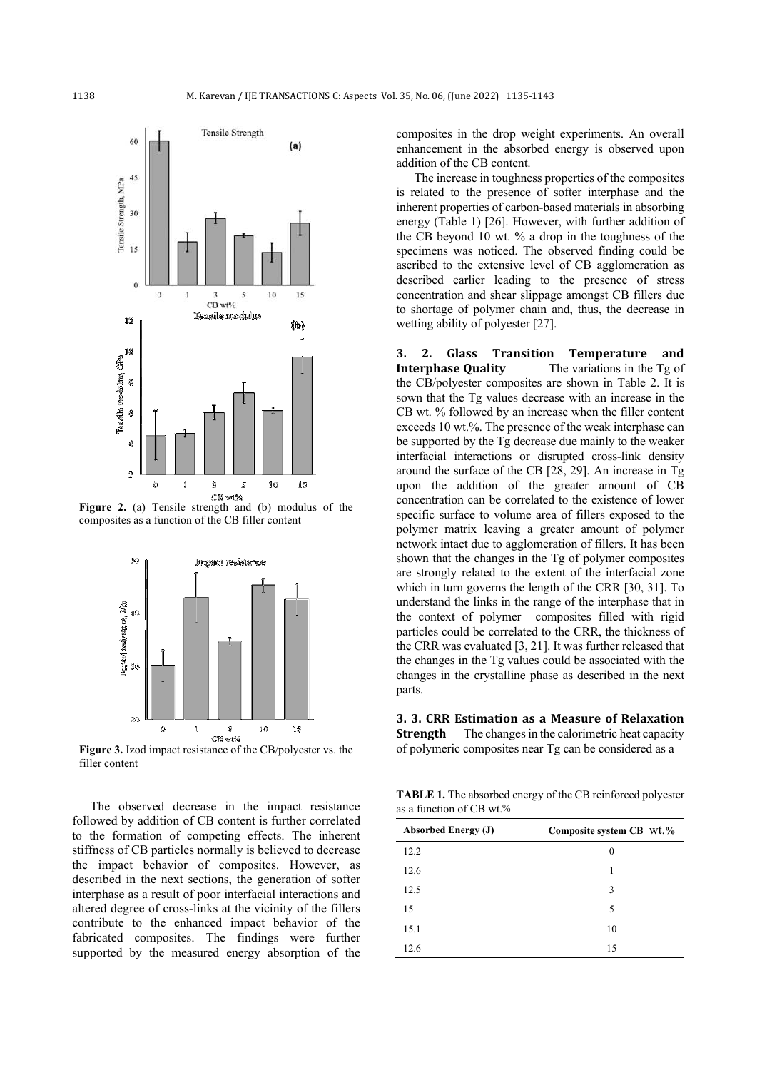**Figure 2.** (a) Tensile strength and (b) modulus of the composites as a function of the CB filler content

**Figure 3.** Izod impact resistance of the CB/polyester vs. the filler content

The observed decrease in the impact resistance followed by addition of CB content is further correlated to the formation of competing effects. The inherent stiffness of CB particles normally is believed to decrease the impact behavior of composites. However, as described in the next sections, the generation of softer interphase as a result of poor interfacial interactions and altered degree of cross-links at the vicinity of the fillers contribute to the enhanced impact behavior of the fabricated composites. The findings were further supported by the measured energy absorption of the composites in the drop weight experiments. An overall enhancement in the absorbed energy is observed upon addition of the CB content.

The increase in toughness properties of the composites is related to the presence of softer interphase and the inherent properties of carbon-based materials in absorbing energy (Table 1) [26]. However, with further addition of the CB beyond 10 wt. % a drop in the toughness of the specimens was noticed. The observed finding could be ascribed to the extensive level of CB agglomeration as described earlier leading to the presence of stress concentration and shear slippage amongst CB fillers due to shortage of polymer chain and, thus, the decrease in wetting ability of polyester [27].

### 3. 2. Glass Transition Temperature and Interphase Quality

The variations in the Tg of the CB/polyester composites are shown in Table 2. It is sown that the Tg values decrease with an increase in the CB wt. % followed by an increase when the filler content exceeds 10 wt.%. The presence of the weak interphase can be supported by the Tg decrease due mainly to the weaker interfacial interactions or disrupted cross-link density around the surface of the CB [28, 29]. An increase in Tg upon the addition of the greater amount of CB concentration can be correlated to the existence of lower specific surface to volume area of fillers exposed to the polymer matrix leaving a greater amount of polymer network intact due to agglomeration of fillers. It has been shown that the changes in the Tg of polymer composites are strongly related to the extent of the interfacial zone which in turn governs the length of the CRR [30, 31]. To understand the links in the range of the interphase that in the context of polymer composites filled with rigid particles could be correlated to the CRR, the thickness of the CRR was evaluated [3, 21]. It was further released that the changes in the Tg values could be associated with the changes in the crystalline phase as described in the next parts.

### 3. 3. CRR Estimation as a Measure of Relaxation Strength

The changes in the calorimetric heat capacity of polymeric composites near Tg can be considered as a

**TABLE 1.** The absorbed energy of the CB reinforced polyester as a function of CB wt.%

| Absorbed Energy (J) | Composite system CB wt.% |
|---|---|
| 12.2 | 0 |
| 12.6 | 1 |
| 12.5 | 3 |
| 15 | 5 |
| 15.1 | 10 |
| 12.6 | 15 |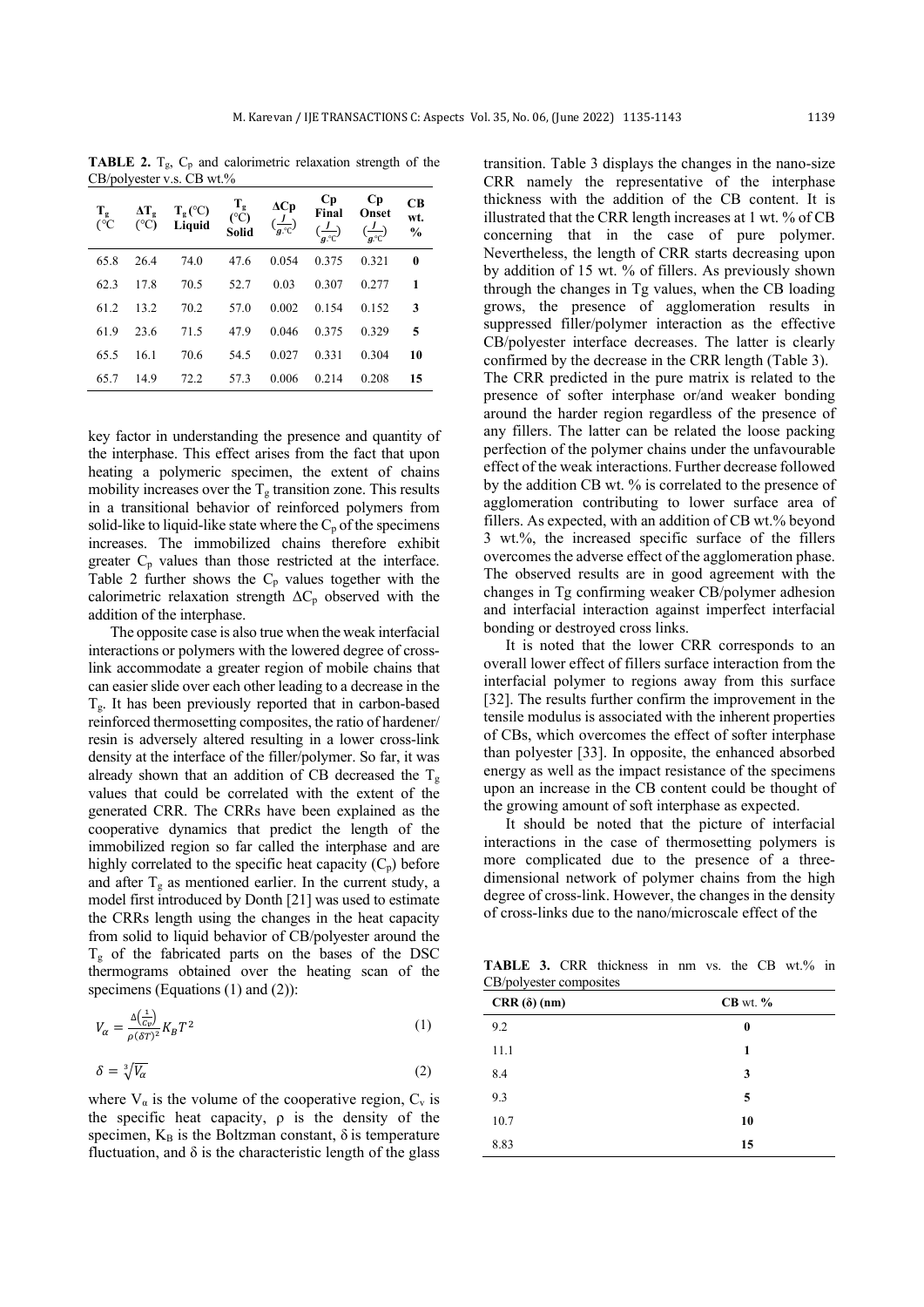**TABLE 2.** $T_g$, $C_p$ and calorimetric relaxation strength of the CB/polyester v.s. CB wt.%

| $T_g$ (°C | $\Delta T_g$ (°C) | $T_g$ (°C) Liquid | $T_g$ (°C) Solid | $\Delta Cp$ $(\frac{J}{g.°C})$ | Cp Final $(\frac{J}{g.°C})$ | Cp Onset $(\frac{J}{g.°C})$ | CB wt. % |
|---|---|---|---|---|---|---|---|
| 65.8 | 26.4 | 74.0 | 47.6 | 0.054 | 0.375 | 0.321 | **0** |
| 62.3 | 17.8 | 70.5 | 52.7 | 0.03 | 0.307 | 0.277 | **1** |
| 61.2 | 13.2 | 70.2 | 57.0 | 0.002 | 0.154 | 0.152 | **3** |
| 61.9 | 23.6 | 71.5 | 47.9 | 0.046 | 0.375 | 0.329 | **5** |
| 65.5 | 16.1 | 70.6 | 54.5 | 0.027 | 0.331 | 0.304 | **10** |
| 65.7 | 14.9 | 72.2 | 57.3 | 0.006 | 0.214 | 0.208 | **15** |

key factor in understanding the presence and quantity of the interphase. This effect arises from the fact that upon heating a polymeric specimen, the extent of chains mobility increases over the $T_g$ transition zone. This results in a transitional behavior of reinforced polymers from solid-like to liquid-like state where the $C_p$ of the specimens increases. The immobilized chains therefore exhibit greater $C_p$ values than those restricted at the interface. Table 2 further shows the $C_p$ values together with the calorimetric relaxation strength $\Delta C_p$ observed with the addition of the interphase.

The opposite case is also true when the weak interfacial interactions or polymers with the lowered degree of cross-link accommodate a greater region of mobile chains that can easier slide over each other leading to a decrease in the $T_g$. It has been previously reported that in carbon-based reinforced thermosetting composites, the ratio of hardener/ resin is adversely altered resulting in a lower cross-link density at the interface of the filler/polymer. So far, it was already shown that an addition of CB decreased the $T_g$ values that could be correlated with the extent of the generated CRR. The CRRs have been explained as the cooperative dynamics that predict the length of the immobilized region so far called the interphase and are highly correlated to the specific heat capacity ($C_p$) before and after $T_g$ as mentioned earlier. In the current study, a model first introduced by Donth [21] was used to estimate the CRRs length using the changes in the heat capacity from solid to liquid behavior of CB/polyester around the $T_g$ of the fabricated parts on the bases of the DSC thermograms obtained over the heating scan of the specimens (Equations (1) and (2)):

$$V_\alpha = \frac{\Delta\left(\frac{1}{C_p}\right)}{\rho(\delta T)^2} K_B T^2 \tag{1}$$

$$\delta = \sqrt[3]{V_\alpha} \tag{2}$$

where $V_\alpha$ is the volume of the cooperative region, $C_v$ is the specific heat capacity, $\rho$ is the density of the specimen, $K_B$ is the Boltzman constant, $\delta$ is temperature fluctuation, and $\delta$ is the characteristic length of the glass transition. Table 3 displays the changes in the nano-size CRR namely the representative of the interphase thickness with the addition of the CB content. It is illustrated that the CRR length increases at 1 wt. % of CB concerning that in the case of pure polymer. Nevertheless, the length of CRR starts decreasing upon by addition of 15 wt. % of fillers. As previously shown through the changes in Tg values, when the CB loading grows, the presence of agglomeration results in suppressed filler/polymer interaction as the effective CB/polyester interface decreases. The latter is clearly confirmed by the decrease in the CRR length (Table 3).

The CRR predicted in the pure matrix is related to the presence of softer interphase or/and weaker bonding around the harder region regardless of the presence of any fillers. The latter can be related the loose packing perfection of the polymer chains under the unfavourable effect of the weak interactions. Further decrease followed by the addition CB wt. % is correlated to the presence of agglomeration contributing to lower surface area of fillers. As expected, with an addition of CB wt.% beyond 3 wt.%, the increased specific surface of the fillers overcomes the adverse effect of the agglomeration phase. The observed results are in good agreement with the changes in Tg confirming weaker CB/polymer adhesion and interfacial interaction against imperfect interfacial bonding or destroyed cross links.

It is noted that the lower CRR corresponds to an overall lower effect of fillers surface interaction from the interfacial polymer to regions away from this surface [32]. The results further confirm the improvement in the tensile modulus is associated with the inherent properties of CBs, which overcomes the effect of softer interphase than polyester [33]. In opposite, the enhanced absorbed energy as well as the impact resistance of the specimens upon an increase in the CB content could be thought of the growing amount of soft interphase as expected.

It should be noted that the picture of interfacial interactions in the case of thermosetting polymers is more complicated due to the presence of a three-dimensional network of polymer chains from the high degree of cross-link. However, the changes in the density of cross-links due to the nano/microscale effect of the

**TABLE 3.** CRR thickness in nm vs. the CB wt.% in CB/polyester composites

| CRR (δ) (nm) | CB wt. % |
|---|---|
| 9.2 | **0** |
| 11.1 | **1** |
| 8.4 | **3** |
| 9.3 | **5** |
| 10.7 | **10** |
| 8.83 | **15** |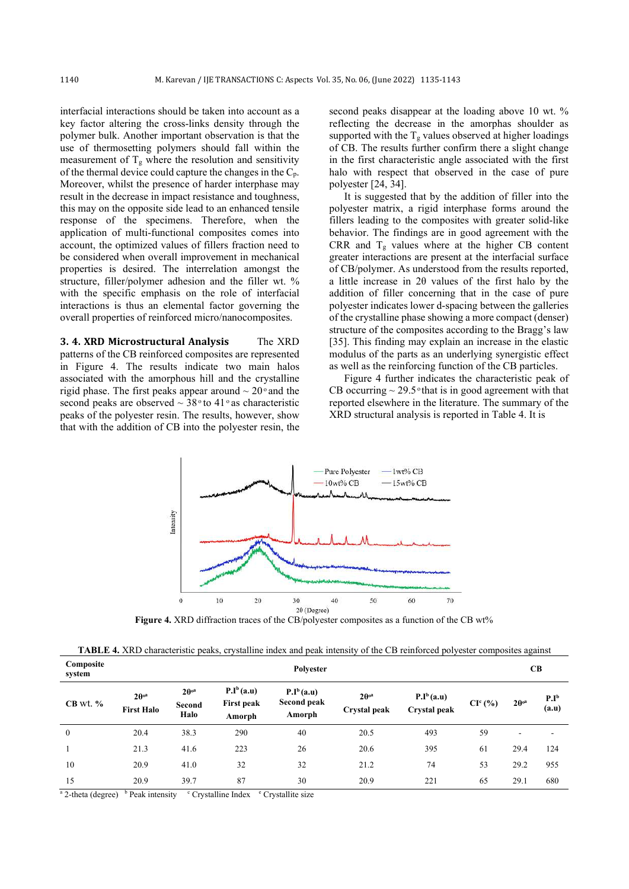interfacial interactions should be taken into account as a key factor altering the cross-links density through the polymer bulk. Another important observation is that the use of thermosetting polymers should fall within the measurement of $T_g$ where the resolution and sensitivity of the thermal device could capture the changes in the $C_p$. Moreover, whilst the presence of harder interphase may result in the decrease in impact resistance and toughness, this may on the opposite side lead to an enhanced tensile response of the specimens. Therefore, when the application of multi-functional composites comes into account, the optimized values of fillers fraction need to be considered when overall improvement in mechanical properties is desired. The interrelation amongst the structure, filler/polymer adhesion and the filler wt. % with the specific emphasis on the role of interfacial interactions is thus an elemental factor governing the overall properties of reinforced micro/nanocomposites.

### 3. 4. XRD Microstructural Analysis

The XRD patterns of the CB reinforced composites are represented in Figure 4. The results indicate two main halos associated with the amorphous hill and the crystalline rigid phase. The first peaks appear around ~ 20° and the second peaks are observed ~ 38° to 41° as characteristic peaks of the polyester resin. The results, however, show that with the addition of CB into the polyester resin, the second peaks disappear at the loading above 10 wt. % reflecting the decrease in the amorphas shoulder as supported with the $T_g$ values observed at higher loadings of CB. The results further confirm there a slight change in the first characteristic angle associated with the first halo with respect that observed in the case of pure polyester [24, 34].

It is suggested that by the addition of filler into the polyester matrix, a rigid interphase forms around the fillers leading to the composites with greater solid-like behavior. The findings are in good agreement with the CRR and $T_g$ values where at the higher CB content greater interactions are present at the interfacial surface of CB/polymer. As understood from the results reported, a little increase in 2θ values of the first halo by the addition of filler concerning that in the case of pure polyester indicates lower d-spacing between the galleries of the crystalline phase showing a more compact (denser) structure of the composites according to the Bragg's law [35]. This finding may explain an increase in the elastic modulus of the parts as an underlying synergistic effect as well as the reinforcing function of the CB particles.

Figure 4 further indicates the characteristic peak of CB occurring ~ 29.5° that is in good agreement with that reported elsewhere in the literature. The summary of the XRD structural analysis is reported in Table 4. It is

**Figure 4.** XRD diffraction traces of the CB/polyester composites as a function of the CB wt%

**TABLE 4.** XRD characteristic peaks, crystalline index and peak intensity of the CB reinforced polyester composites against

| Composite system | Polyester | | | | | | | CB | |
|---|---|---|---|---|---|---|---|---|---|
| CB wt. % | 2θ[a] First Halo | 2θ[a] Second Halo | P.I[b] (a.u) First peak Amorph | P.I[b] (a.u) Second peak Amorph | 2θ[a] Crystal peak | P.I[b] (a.u) Crystal peak | CI[c] (%) | 2θ[a] | P.I[b] (a.u) |
| 0 | 20.4 | 38.3 | 290 | 40 | 20.5 | 493 | 59 | - | - |
| 1 | 21.3 | 41.6 | 223 | 26 | 20.6 | 395 | 61 | 29.4 | 124 |
| 10 | 20.9 | 41.0 | 32 | 32 | 21.2 | 74 | 53 | 29.2 | 955 |
| 15 | 20.9 | 39.7 | 87 | 30 | 20.9 | 221 | 65 | 29.1 | 680 |

[a] 2-theta (degree) [b] Peak intensity [c] Crystalline Index [e] Crystallite size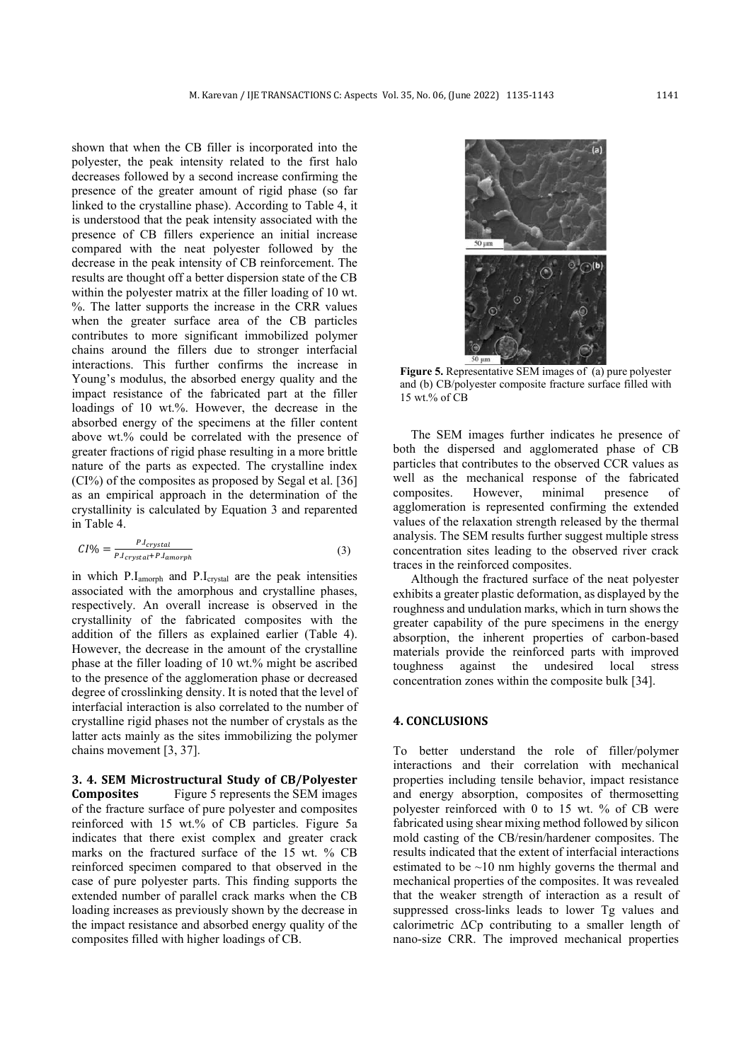shown that when the CB filler is incorporated into the polyester, the peak intensity related to the first halo decreases followed by a second increase confirming the presence of the greater amount of rigid phase (so far linked to the crystalline phase). According to Table 4, it is understood that the peak intensity associated with the presence of CB fillers experience an initial increase compared with the neat polyester followed by the decrease in the peak intensity of CB reinforcement. The results are thought off a better dispersion state of the CB within the polyester matrix at the filler loading of 10 wt. %. The latter supports the increase in the CRR values when the greater surface area of the CB particles contributes to more significant immobilized polymer chains around the fillers due to stronger interfacial interactions. This further confirms the increase in Young's modulus, the absorbed energy quality and the impact resistance of the fabricated part at the filler loadings of 10 wt.%. However, the decrease in the absorbed energy of the specimens at the filler content above wt.% could be correlated with the presence of greater fractions of rigid phase resulting in a more brittle nature of the parts as expected. The crystalline index (CI%) of the composites as proposed by Segal et al. [36] as an empirical approach in the determination of the crystallinity is calculated by Equation 3 and reparented in Table 4.

$$CI\% = \frac{P.I_{crystal}}{P.I_{crystal} + P.I_{amorph}} \quad (3)$$

in which $P.I_{amorph}$ and $P.I_{crystal}$ are the peak intensities associated with the amorphous and crystalline phases, respectively. An overall increase is observed in the crystallinity of the fabricated composites with the addition of the fillers as explained earlier (Table 4). However, the decrease in the amount of the crystalline phase at the filler loading of 10 wt.% might be ascribed to the presence of the agglomeration phase or decreased degree of crosslinking density. It is noted that the level of interfacial interaction is also correlated to the number of crystalline rigid phases not the number of crystals as the latter acts mainly as the sites immobilizing the polymer chains movement [3, 37].

### 3. 4. SEM Microstructural Study of CB/Polyester Composites

Figure 5 represents the SEM images of the fracture surface of pure polyester and composites reinforced with 15 wt.% of CB particles. Figure 5a indicates that there exist complex and greater crack marks on the fractured surface of the 15 wt. % CB reinforced specimen compared to that observed in the case of pure polyester parts. This finding supports the extended number of parallel crack marks when the CB loading increases as previously shown by the decrease in the impact resistance and absorbed energy quality of the composites filled with higher loadings of CB.

**Figure 5.** Representative SEM images of (a) pure polyester and (b) CB/polyester composite fracture surface filled with 15 wt.% of CB

The SEM images further indicates he presence of both the dispersed and agglomerated phase of CB particles that contributes to the observed CCR values as well as the mechanical response of the fabricated composites. However, minimal presence of agglomeration is represented confirming the extended values of the relaxation strength released by the thermal analysis. The SEM results further suggest multiple stress concentration sites leading to the observed river crack traces in the reinforced composites.

Although the fractured surface of the neat polyester exhibits a greater plastic deformation, as displayed by the roughness and undulation marks, which in turn shows the greater capability of the pure specimens in the energy absorption, the inherent properties of carbon-based materials provide the reinforced parts with improved toughness against the undesired local stress concentration zones within the composite bulk [34].

## 4. CONCLUSIONS

To better understand the role of filler/polymer interactions and their correlation with mechanical properties including tensile behavior, impact resistance and energy absorption, composites of thermosetting polyester reinforced with 0 to 15 wt. % of CB were fabricated using shear mixing method followed by silicon mold casting of the CB/resin/hardener composites. The results indicated that the extent of interfacial interactions estimated to be ~10 nm highly governs the thermal and mechanical properties of the composites. It was revealed that the weaker strength of interaction as a result of suppressed cross-links leads to lower Tg values and calorimetric $\Delta Cp$ contributing to a smaller length of nano-size CRR. The improved mechanical properties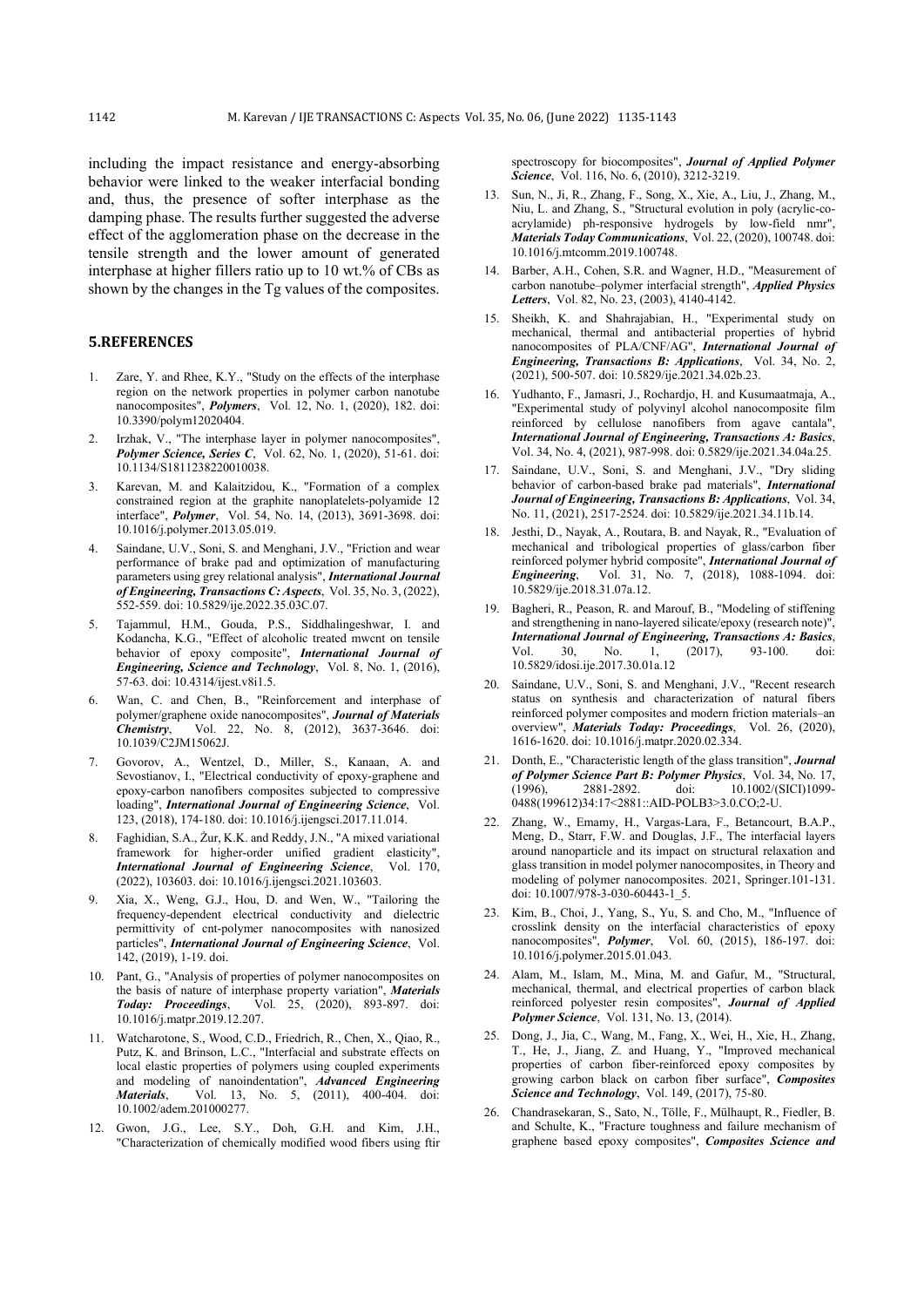including the impact resistance and energy-absorbing behavior were linked to the weaker interfacial bonding and, thus, the presence of softer interphase as the damping phase. The results further suggested the adverse effect of the agglomeration phase on the decrease in the tensile strength and the lower amount of generated interphase at higher fillers ratio up to 10 wt.% of CBs as shown by the changes in the Tg values of the composites.

## 5.REFERENCES

1. Zare, Y. and Rhee, K.Y., "Study on the effects of the interphase region on the network properties in polymer carbon nanotube nanocomposites", ***Polymers***, Vol. 12, No. 1, (2020), 182. doi: 10.3390/polym12020404.
2. Irzhak, V., "The interphase layer in polymer nanocomposites", ***Polymer Science, Series C***, Vol. 62, No. 1, (2020), 51-61. doi: 10.1134/S1811238220010038.
3. Karevan, M. and Kalaitzidou, K., "Formation of a complex constrained region at the graphite nanoplatelets-polyamide 12 interface", ***Polymer***, Vol. 54, No. 14, (2013), 3691-3698. doi: 10.1016/j.polymer.2013.05.019.
4. Saindane, U.V., Soni, S. and Menghani, J.V., "Friction and wear performance of brake pad and optimization of manufacturing parameters using grey relational analysis", ***International Journal of Engineering, Transactions C: Aspects***, Vol. 35, No. 3, (2022), 552-559. doi: 10.5829/ije.2022.35.03C.07.
5. Tajammul, H.M., Gouda, P.S., Siddhalingeshwar, I. and Kodancha, K.G., "Effect of alcoholic treated mwcnt on tensile behavior of epoxy composite", ***International Journal of Engineering, Science and Technology***, Vol. 8, No. 1, (2016), 57-63. doi: 10.4314/ijest.v8i1.5.
6. Wan, C. and Chen, B., "Reinforcement and interphase of polymer/graphene oxide nanocomposites", ***Journal of Materials Chemistry***, Vol. 22, No. 8, (2012), 3637-3646. doi: 10.1039/C2JM15062J.
7. Govorov, A., Wentzel, D., Miller, S., Kanaan, A. and Sevostianov, I., "Electrical conductivity of epoxy-graphene and epoxy-carbon nanofibers composites subjected to compressive loading", ***International Journal of Engineering Science***, Vol. 123, (2018), 174-180. doi: 10.1016/j.ijengsci.2017.11.014.
8. Faghidian, S.A., Żur, K.K. and Reddy, J.N., "A mixed variational framework for higher-order unified gradient elasticity", ***International Journal of Engineering Science***, Vol. 170, (2022), 103603. doi: 10.1016/j.ijengsci.2021.103603.
9. Xia, X., Weng, G.J., Hou, D. and Wen, W., "Tailoring the frequency-dependent electrical conductivity and dielectric permittivity of cnt-polymer nanocomposites with nanosized particles", ***International Journal of Engineering Science***, Vol. 142, (2019), 1-19. doi.
10. Pant, G., "Analysis of properties of polymer nanocomposites on the basis of nature of interphase property variation", ***Materials Today: Proceedings***, Vol. 25, (2020), 893-897. doi: 10.1016/j.matpr.2019.12.207.
11. Watcharotone, S., Wood, C.D., Friedrich, R., Chen, X., Qiao, R., Putz, K. and Brinson, L.C., "Interfacial and substrate effects on local elastic properties of polymers using coupled experiments and modeling of nanoindentation", ***Advanced Engineering Materials***, Vol. 13, No. 5, (2011), 400-404. doi: 10.1002/adem.201000277.
12. Gwon, J.G., Lee, S.Y., Doh, G.H. and Kim, J.H., "Characterization of chemically modified wood fibers using ftir spectroscopy for biocomposites", ***Journal of Applied Polymer Science***, Vol. 116, No. 6, (2010), 3212-3219.
13. Sun, N., Ji, R., Zhang, F., Song, X., Xie, A., Liu, J., Zhang, M., Niu, L. and Zhang, S., "Structural evolution in poly (acrylic-co-acrylamide) ph-responsive hydrogels by low-field nmr", ***Materials Today Communications***, Vol. 22, (2020), 100748. doi: 10.1016/j.mtcomm.2019.100748.
14. Barber, A.H., Cohen, S.R. and Wagner, H.D., "Measurement of carbon nanotube–polymer interfacial strength", ***Applied Physics Letters***, Vol. 82, No. 23, (2003), 4140-4142.
15. Sheikh, K. and Shahrajabian, H., "Experimental study on mechanical, thermal and antibacterial properties of hybrid nanocomposites of PLA/CNF/AG", ***International Journal of Engineering, Transactions B: Applications***, Vol. 34, No. 2, (2021), 500-507. doi: 10.5829/ije.2021.34.02b.23.
16. Yudhanto, F., Jamasri, J., Rochardjo, H. and Kusumaatmaja, A., "Experimental study of polyvinyl alcohol nanocomposite film reinforced by cellulose nanofibers from agave cantala", ***International Journal of Engineering, Transactions A: Basics***, Vol. 34, No. 4, (2021), 987-998. doi: 0.5829/ije.2021.34.04a.25.
17. Saindane, U.V., Soni, S. and Menghani, J.V., "Dry sliding behavior of carbon-based brake pad materials", ***International Journal of Engineering, Transactions B: Applications***, Vol. 34, No. 11, (2021), 2517-2524. doi: 10.5829/ije.2021.34.11b.14.
18. Jesthi, D., Nayak, A., Routara, B. and Nayak, R., "Evaluation of mechanical and tribological properties of glass/carbon fiber reinforced polymer hybrid composite", ***International Journal of Engineering***, Vol. 31, No. 7, (2018), 1088-1094. doi: 10.5829/ije.2018.31.07a.12.
19. Bagheri, R., Peason, R. and Marouf, B., "Modeling of stiffening and strengthening in nano-layered silicate/epoxy (research note)", ***International Journal of Engineering, Transactions A: Basics***, Vol. 30, No. 1, (2017), 93-100. doi: 10.5829/idosi.ije.2017.30.01a.12
20. Saindane, U.V., Soni, S. and Menghani, J.V., "Recent research status on synthesis and characterization of natural fibers reinforced polymer composites and modern friction materials–an overview", ***Materials Today: Proceedings***, Vol. 26, (2020), 1616-1620. doi: 10.1016/j.matpr.2020.02.334.
21. Donth, E., "Characteristic length of the glass transition", ***Journal of Polymer Science Part B: Polymer Physics***, Vol. 34, No. 17, (1996), 2881-2892. doi: 10.1002/(SICI)1099-0488(199612)34:17<2881::AID-POLB3>3.0.CO;2-U.
22. Zhang, W., Emamy, H., Vargas-Lara, F., Betancourt, B.A.P., Meng, D., Starr, F.W. and Douglas, J.F., The interfacial layers around nanoparticle and its impact on structural relaxation and glass transition in model polymer nanocomposites, in Theory and modeling of polymer nanocomposites. 2021, Springer.101-131. doi: 10.1007/978-3-030-60443-1_5.
23. Kim, B., Choi, J., Yang, S., Yu, S. and Cho, M., "Influence of crosslink density on the interfacial characteristics of epoxy nanocomposites", ***Polymer***, Vol. 60, (2015), 186-197. doi: 10.1016/j.polymer.2015.01.043.
24. Alam, M., Islam, M., Mina, M. and Gafur, M., "Structural, mechanical, thermal, and electrical properties of carbon black reinforced polyester resin composites", ***Journal of Applied Polymer Science***, Vol. 131, No. 13, (2014).
25. Dong, J., Jia, C., Wang, M., Fang, X., Wei, H., Xie, H., Zhang, T., He, J., Jiang, Z. and Huang, Y., "Improved mechanical properties of carbon fiber-reinforced epoxy composites by growing carbon black on carbon fiber surface", ***Composites Science and Technology***, Vol. 149, (2017), 75-80.
26. Chandrasekaran, S., Sato, N., Tölle, F., Mülhaupt, R., Fiedler, B. and Schulte, K., "Fracture toughness and failure mechanism of graphene based epoxy composites", ***Composites Science and***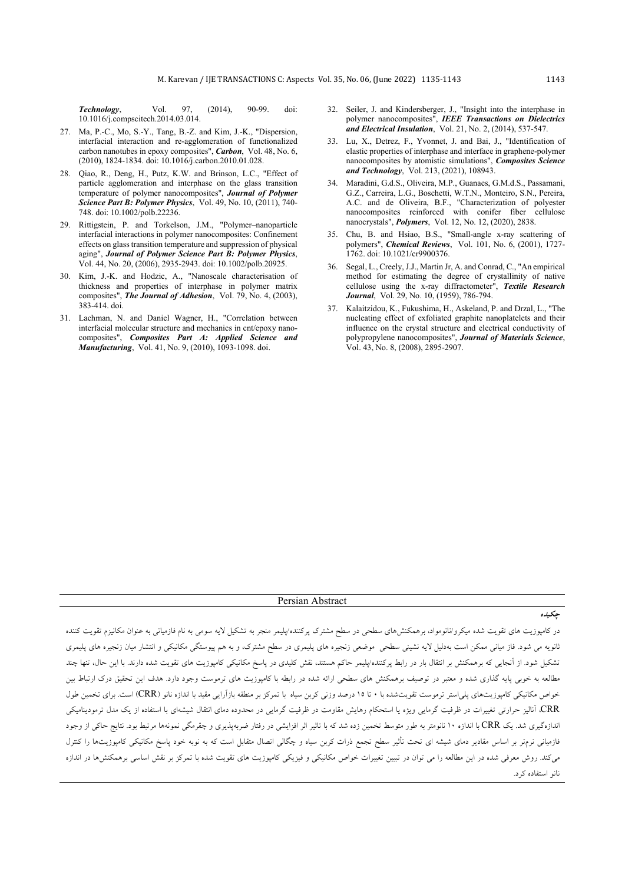*Technology*, Vol. 97, (2014), 90-99. doi: 10.1016/j.compscitech.2014.03.014.

27. Ma, P.-C., Mo, S.-Y., Tang, B.-Z. and Kim, J.-K., "Dispersion, interfacial interaction and re-agglomeration of functionalized carbon nanotubes in epoxy composites", ***Carbon***, Vol. 48, No. 6, (2010), 1824-1834. doi: 10.1016/j.carbon.2010.01.028.
28. Qiao, R., Deng, H., Putz, K.W. and Brinson, L.C., "Effect of particle agglomeration and interphase on the glass transition temperature of polymer nanocomposites", ***Journal of Polymer Science Part B: Polymer Physics***, Vol. 49, No. 10, (2011), 740-748. doi: 10.1002/polb.22236.
29. Rittigstein, P. and Torkelson, J.M., "Polymer–nanoparticle interfacial interactions in polymer nanocomposites: Confinement effects on glass transition temperature and suppression of physical aging", ***Journal of Polymer Science Part B: Polymer Physics***, Vol. 44, No. 20, (2006), 2935-2943. doi: 10.1002/polb.20925.
30. Kim, J.-K. and Hodzic, A., "Nanoscale characterisation of thickness and properties of interphase in polymer matrix composites", ***The Journal of Adhesion***, Vol. 79, No. 4, (2003), 383-414. doi.
31. Lachman, N. and Daniel Wagner, H., "Correlation between interfacial molecular structure and mechanics in cnt/epoxy nano-composites", ***Composites Part A: Applied Science and Manufacturing***, Vol. 41, No. 9, (2010), 1093-1098. doi.
32. Seiler, J. and Kindersberger, J., "Insight into the interphase in polymer nanocomposites", ***IEEE Transactions on Dielectrics and Electrical Insulation***, Vol. 21, No. 2, (2014), 537-547.
33. Lu, X., Detrez, F., Yvonnet, J. and Bai, J., "Identification of elastic properties of interphase and interface in graphene-polymer nanocomposites by atomistic simulations", ***Composites Science and Technology***, Vol. 213, (2021), 108943.
34. Maradini, G.d.S., Oliveira, M.P., Guanaes, G.M.d.S., Passamani, G.Z., Carreira, L.G., Boschetti, W.T.N., Monteiro, S.N., Pereira, A.C. and de Oliveira, B.F., "Characterization of polyester nanocomposites reinforced with conifer fiber cellulose nanocrystals", ***Polymers***, Vol. 12, No. 12, (2020), 2838.
35. Chu, B. and Hsiao, B.S., "Small-angle x-ray scattering of polymers", ***Chemical Reviews***, Vol. 101, No. 6, (2001), 1727-1762. doi: 10.1021/cr9900376.
36. Segal, L., Creely, J.J., Martin Jr, A. and Conrad, C., "An empirical method for estimating the degree of crystallinity of native cellulose using the x-ray diffractometer", ***Textile Research Journal***, Vol. 29, No. 10, (1959), 786-794.
37. Kalaitzidou, K., Fukushima, H., Askeland, P. and Drzal, L., "The nucleating effect of exfoliated graphite nanoplatelets and their influence on the crystal structure and electrical conductivity of polypropylene nanocomposites", ***Journal of Materials Science***, Vol. 43, No. 8, (2008), 2895-2907.

## Persian Abstract

**چکیده**

در کامپوزیت های تقویت شده میکرو/نانومواد، برهمکنش‌های سطحی در سطح مشترک پرکننده/پلیمر منجر به تشکیل لایه سومی به نام فازمیانی به عنوان مکانیزم تقویت کننده ثانویه می شود. فاز میانی ممکن است به‌دلیل لایه نشینی سطحی موضعی زنجیره های پلیمری در سطح مشترک، و به هم پیوستگی مکانیکی و انتشار میان زنجیره های پلیمری تشکیل شود. از آنجایی که برهمکنش بر انتقال بار در رابط پرکننده/پلیمر حاکم هستند، نقش کلیدی در پاسخ مکانیکی کامپوزیت های تقویت شده دارند. با این حال، تنها چند مطالعه به خوبی پایه گذاری شده و معتبر در توصیف برهمکنش های سطحی ارائه شده در رابطه با کامپوزیت های ترموست وجود دارد. هدف این تحقیق درک ارتباط بین خواص مکانیکی کامپوزیت‌های پلی‌استر ترموست تقویت‌شده با ۰ تا ۱۵ درصد وزنی کربن سیاه با تمرکز بر منطقه بازآرایی مقید با اندازه نانو (CRR) است. برای تخمین طول CRR، آنالیز حرارتی تغییرات در ظرفیت گرمایی ویژه یا استحکام رهایش مقاومت در ظرفیت گرمایی در محدوده دمای انتقال شیشه‌ای با استفاده از یک مدل ترمودینامیکی اندازه‌گیری شد. یک CRR با اندازه ۱۰ نانومتر به طور متوسط تخمین زده شد که با تاثیر اثر افزایشی در رفتار ضربه‌پذیری و چقرمگی نمونه‌ها مرتبط بود. نتایج حاکی از وجود فازمیانی نرم‌تر بر اساس مقادیر دمای شیشه ای تحت تأثیر سطح تجمع ذرات کربن سیاه و چگالی اتصال متقابل است که به نوبه خود پاسخ مکانیکی کامپوزیت‌ها را کنترل می‌کند. روش معرفی شده در این مطالعه را می توان در تبیین تغییرات خواص مکانیکی و فیزیکی کامپوزیت های تقویت شده با تمرکز بر نقش اساسی برهمکنش‌ها در اندازه نانو استفاده کرد.